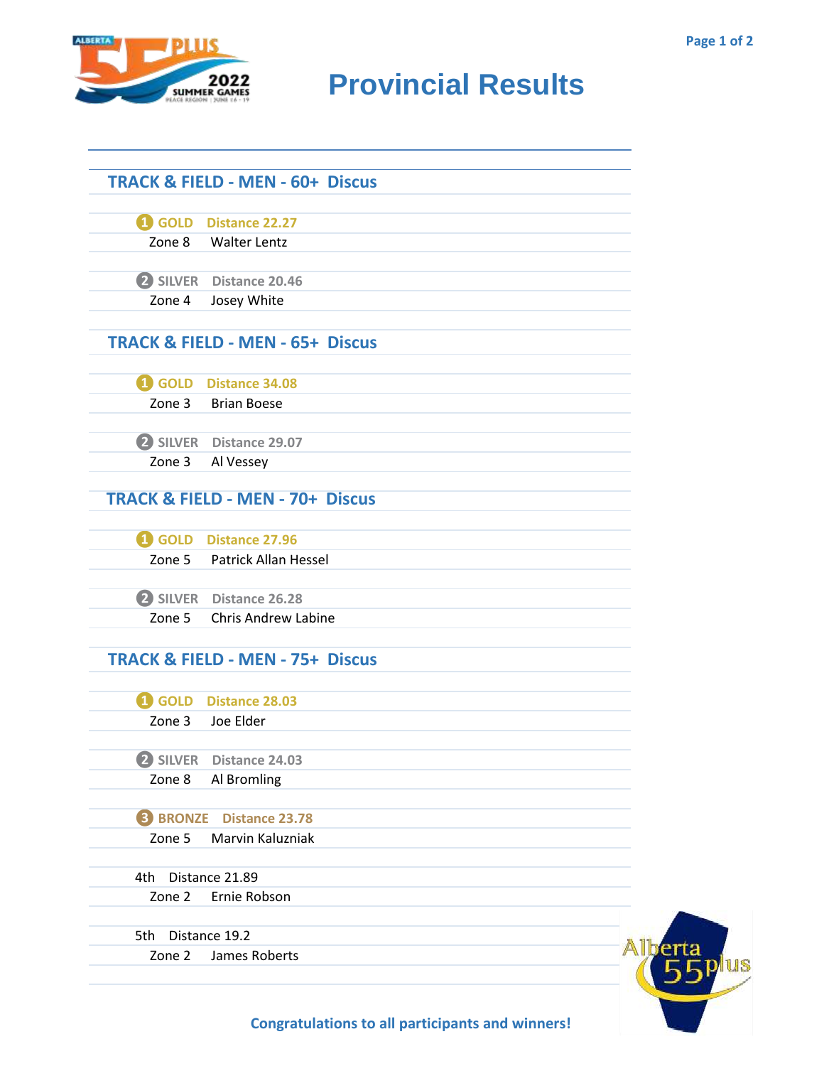# Provincial Results

## TRACK & FIELD - MEN - 60+ Discus

**1 GOLD** Distance 22.27
Zone 8 Walter Lentz

**2 SILVER** Distance 20.46
Zone 4 Josey White

## TRACK & FIELD - MEN - 65+ Discus

**1 GOLD** Distance 34.08
Zone 3 Brian Boese

**2 SILVER** Distance 29.07
Zone 3 Al Vessey

## TRACK & FIELD - MEN - 70+ Discus

**1 GOLD** Distance 27.96
Zone 5 Patrick Allan Hessel

**2 SILVER** Distance 26.28
Zone 5 Chris Andrew Labine

## TRACK & FIELD - MEN - 75+ Discus

**1 GOLD** Distance 28.03
Zone 3 Joe Elder

**2 SILVER** Distance 24.03
Zone 8 Al Bromling

**3 BRONZE** Distance 23.78
Zone 5 Marvin Kaluzniak

4th Distance 21.89
Zone 2 Ernie Robson

5th Distance 19.2
Zone 2 James Roberts

**Congratulations to all participants and winners!**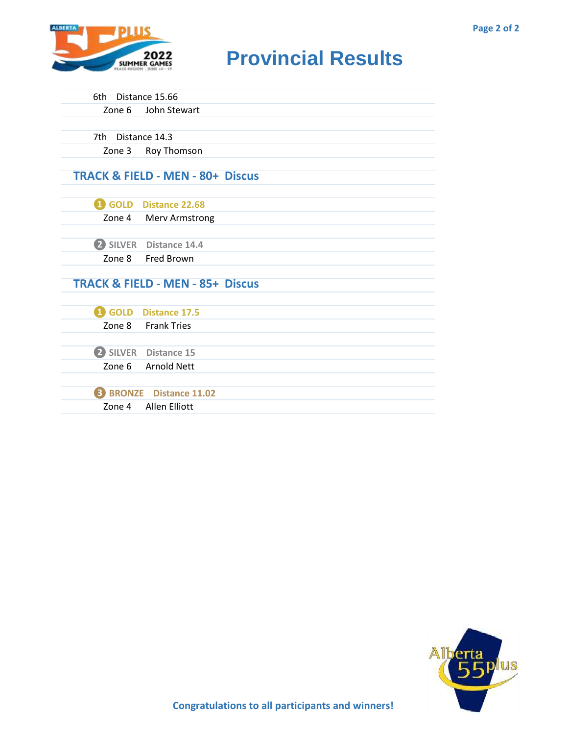# Provincial Results

6th Distance 15.66
Zone 6 John Stewart

7th Distance 14.3
Zone 3 Roy Thomson

## TRACK & FIELD - MEN - 80+ Discus

1 GOLD Distance 22.68
Zone 4 Merv Armstrong

2 SILVER Distance 14.4
Zone 8 Fred Brown

## TRACK & FIELD - MEN - 85+ Discus

1 GOLD Distance 17.5
Zone 8 Frank Tries

2 SILVER Distance 15
Zone 6 Arnold Nett

3 BRONZE Distance 11.02
Zone 4 Allen Elliott

**Congratulations to all participants and winners!**